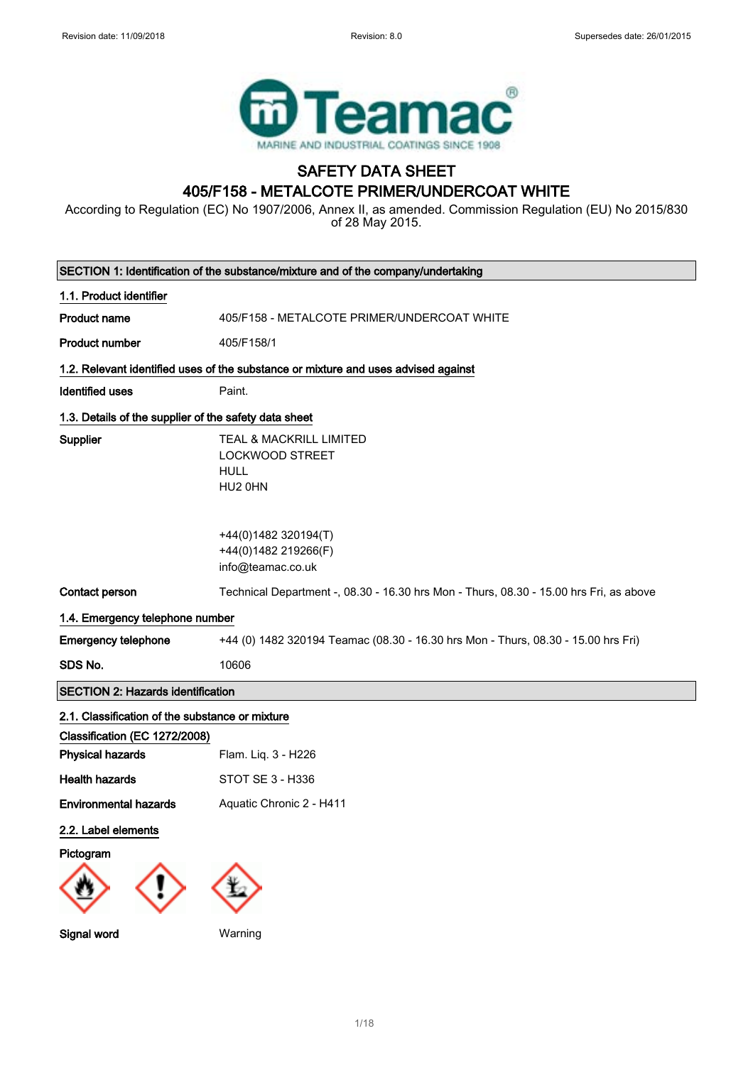Revision date: 11/09/2018 Revision: 8.0 Supersedes date: 26/01/2015

Teamac®
MARINE AND INDUSTRIAL COATINGS SINCE 1908

# SAFETY DATA SHEET
# 405/F158 - METALCOTE PRIMER/UNDERCOAT WHITE

According to Regulation (EC) No 1907/2006, Annex II, as amended. Commission Regulation (EU) No 2015/830 of 28 May 2015.

## SECTION 1: Identification of the substance/mixture and of the company/undertaking

### 1.1. Product identifier

**Product name** 405/F158 - METALCOTE PRIMER/UNDERCOAT WHITE

**Product number** 405/F158/1

### 1.2. Relevant identified uses of the substance or mixture and uses advised against

**Identified uses** Paint.

### 1.3. Details of the supplier of the safety data sheet

**Supplier**
TEAL & MACKRILL LIMITED
LOCKWOOD STREET
HULL
HU2 0HN

+44(0)1482 320194(T)
+44(0)1482 219266(F)
info@teamac.co.uk

**Contact person** Technical Department -, 08.30 - 16.30 hrs Mon - Thurs, 08.30 - 15.00 hrs Fri, as above

### 1.4. Emergency telephone number

**Emergency telephone** +44 (0) 1482 320194 Teamac (08.30 - 16.30 hrs Mon - Thurs, 08.30 - 15.00 hrs Fri)

**SDS No.** 10606

## SECTION 2: Hazards identification

### 2.1. Classification of the substance or mixture

**Classification (EC 1272/2008)**

**Physical hazards** Flam. Liq. 3 - H226

**Health hazards** STOT SE 3 - H336

**Environmental hazards** Aquatic Chronic 2 - H411

### 2.2. Label elements

**Pictogram**

**Signal word** Warning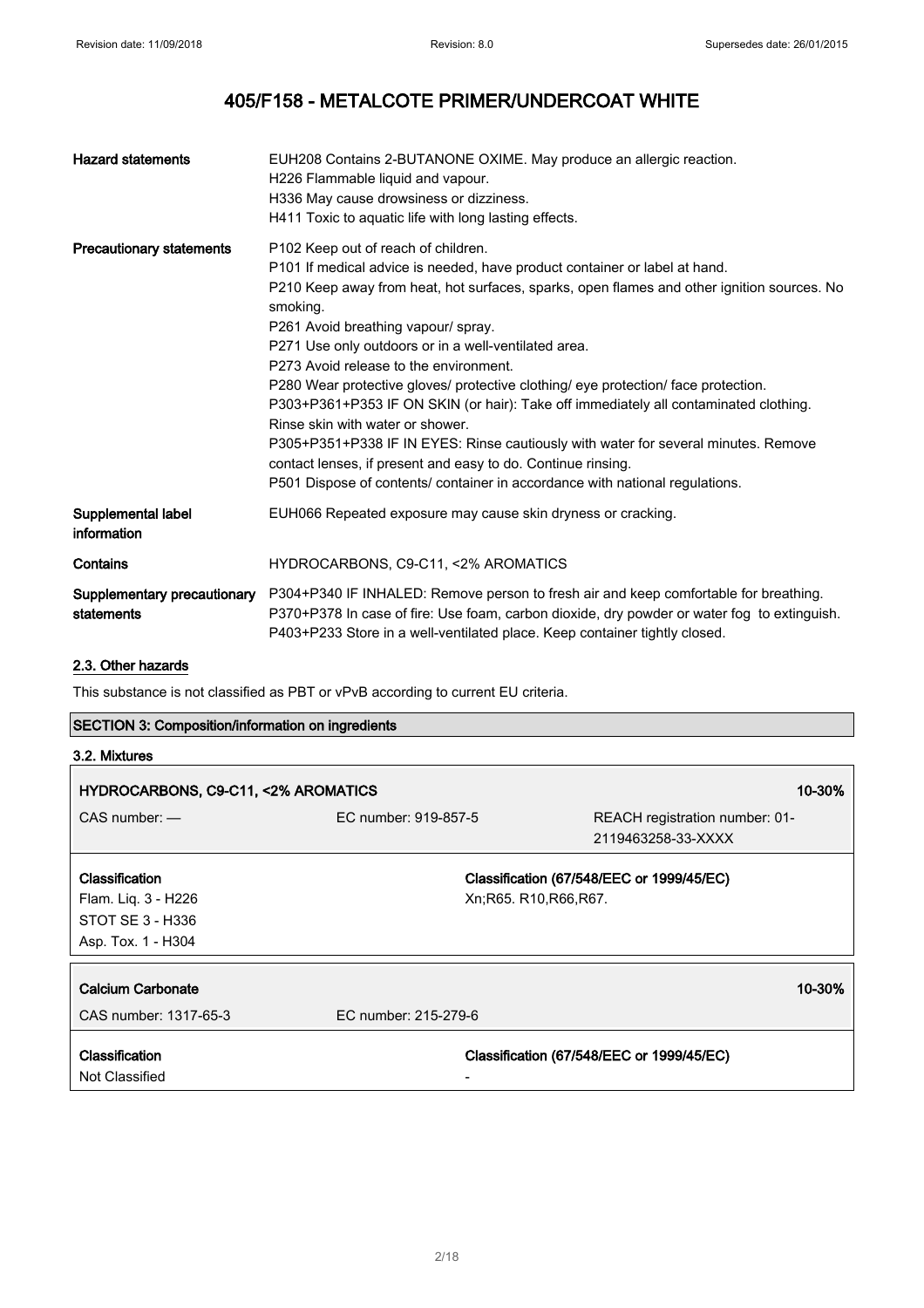| | |
|---|---|
| **Hazard statements** | EUH208 Contains 2-BUTANONE OXIME. May produce an allergic reaction.<br>H226 Flammable liquid and vapour.<br>H336 May cause drowsiness or dizziness.<br>H411 Toxic to aquatic life with long lasting effects. |
| **Precautionary statements** | P102 Keep out of reach of children.<br>P101 If medical advice is needed, have product container or label at hand.<br>P210 Keep away from heat, hot surfaces, sparks, open flames and other ignition sources. No smoking.<br>P261 Avoid breathing vapour/ spray.<br>P271 Use only outdoors or in a well-ventilated area.<br>P273 Avoid release to the environment.<br>P280 Wear protective gloves/ protective clothing/ eye protection/ face protection.<br>P303+P361+P353 IF ON SKIN (or hair): Take off immediately all contaminated clothing. Rinse skin with water or shower.<br>P305+P351+P338 IF IN EYES: Rinse cautiously with water for several minutes. Remove contact lenses, if present and easy to do. Continue rinsing.<br>P501 Dispose of contents/ container in accordance with national regulations. |
| **Supplemental label information** | EUH066 Repeated exposure may cause skin dryness or cracking. |
| **Contains** | HYDROCARBONS, C9-C11, <2% AROMATICS |
| **Supplementary precautionary statements** | P304+P340 IF INHALED: Remove person to fresh air and keep comfortable for breathing.<br>P370+P378 In case of fire: Use foam, carbon dioxide, dry powder or water fog to extinguish.<br>P403+P233 Store in a well-ventilated place. Keep container tightly closed. |

### 2.3. Other hazards

This substance is not classified as PBT or vPvB according to current EU criteria.

## SECTION 3: Composition/information on ingredients

### 3.2. Mixtures

| **HYDROCARBONS, C9-C11, <2% AROMATICS** | | **10-30%** |
|---|---|---|
| CAS number: — | EC number: 919-857-5 | REACH registration number: 01-2119463258-33-XXXX |
| **Classification**<br>Flam. Liq. 3 - H226<br>STOT SE 3 - H336<br>Asp. Tox. 1 - H304 | **Classification (67/548/EEC or 1999/45/EC)**<br>Xn;R65. R10,R66,R67. | |

| **Calcium Carbonate** | | **10-30%** |
|---|---|---|
| CAS number: 1317-65-3 | EC number: 215-279-6 | |
| **Classification**<br>Not Classified | **Classification (67/548/EEC or 1999/45/EC)**<br>- | |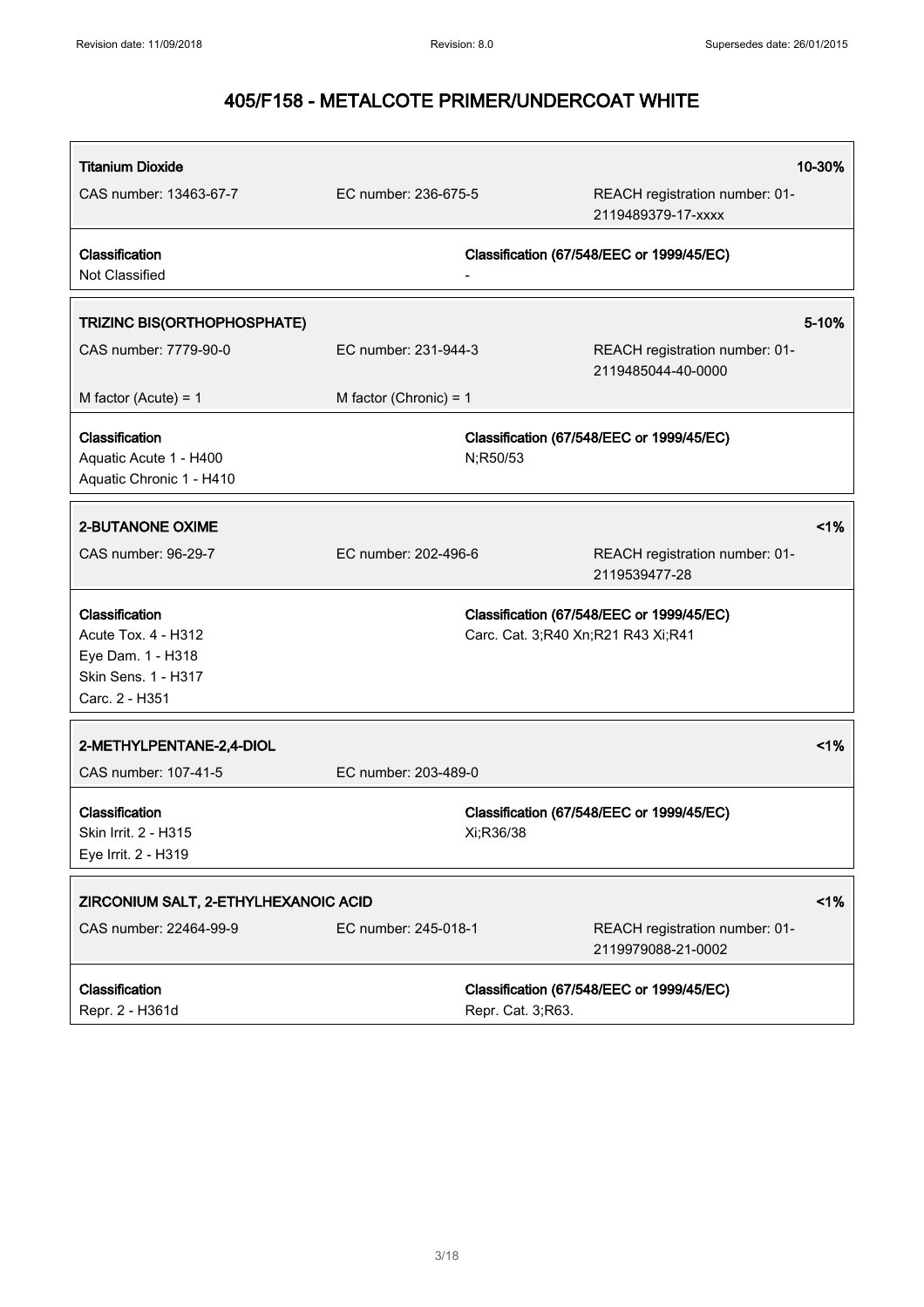# 405/F158 - METALCOTE PRIMER/UNDERCOAT WHITE

| **Titanium Dioxide** | | **10-30%** |
|---|---|---|
| CAS number: 13463-67-7 | EC number: 236-675-5 | REACH registration number: 01-2119489379-17-xxxx |
| **Classification** | **Classification (67/548/EEC or 1999/45/EC)** | |
| Not Classified | - | |

| **TRIZINC BIS(ORTHOPHOSPHATE)** | | **5-10%** |
|---|---|---|
| CAS number: 7779-90-0 | EC number: 231-944-3 | REACH registration number: 01-2119485044-40-0000 |
| M factor (Acute) = 1 | M factor (Chronic) = 1 | |
| **Classification** | **Classification (67/548/EEC or 1999/45/EC)** | |
| Aquatic Acute 1 - H400<br>Aquatic Chronic 1 - H410 | N;R50/53 | |

| **2-BUTANONE OXIME** | | **<1%** |
|---|---|---|
| CAS number: 96-29-7 | EC number: 202-496-6 | REACH registration number: 01-2119539477-28 |
| **Classification** | **Classification (67/548/EEC or 1999/45/EC)** | |
| Acute Tox. 4 - H312<br>Eye Dam. 1 - H318<br>Skin Sens. 1 - H317<br>Carc. 2 - H351 | Carc. Cat. 3;R40 Xn;R21 R43 Xi;R41 | |

| **2-METHYLPENTANE-2,4-DIOL** | | **<1%** |
|---|---|---|
| CAS number: 107-41-5 | EC number: 203-489-0 | |
| **Classification** | **Classification (67/548/EEC or 1999/45/EC)** | |
| Skin Irrit. 2 - H315<br>Eye Irrit. 2 - H319 | Xi;R36/38 | |

| **ZIRCONIUM SALT, 2-ETHYLHEXANOIC ACID** | | **<1%** |
|---|---|---|
| CAS number: 22464-99-9 | EC number: 245-018-1 | REACH registration number: 01-2119979088-21-0002 |
| **Classification** | **Classification (67/548/EEC or 1999/45/EC)** | |
| Repr. 2 - H361d | Repr. Cat. 3;R63. | |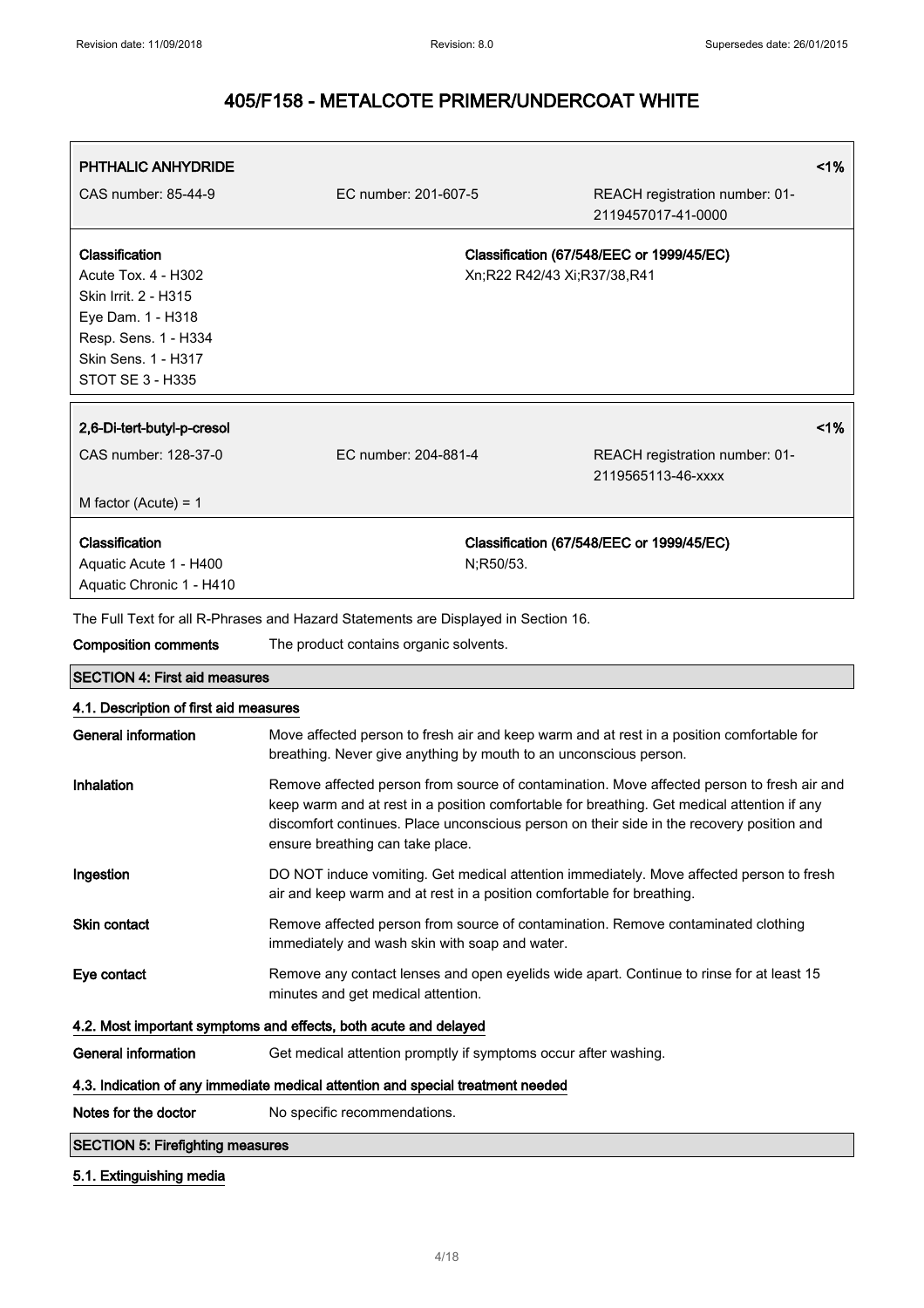# 405/F158 - METALCOTE PRIMER/UNDERCOAT WHITE

| **PHTHALIC ANHYDRIDE** | | **<1%** |
|---|---|---|
| CAS number: 85-44-9 | EC number: 201-607-5 | REACH registration number: 01-2119457017-41-0000 |

| **Classification** | **Classification (67/548/EEC or 1999/45/EC)** |
|---|---|
| Acute Tox. 4 - H302<br>Skin Irrit. 2 - H315<br>Eye Dam. 1 - H318<br>Resp. Sens. 1 - H334<br>Skin Sens. 1 - H317<br>STOT SE 3 - H335 | Xn;R22 R42/43 Xi;R37/38,R41 |

| **2,6-Di-tert-butyl-p-cresol** | | **<1%** |
|---|---|---|
| CAS number: 128-37-0 | EC number: 204-881-4 | REACH registration number: 01-2119565113-46-xxxx |
| M factor (Acute) = 1 | | |

| **Classification** | **Classification (67/548/EEC or 1999/45/EC)** |
|---|---|
| Aquatic Acute 1 - H400<br>Aquatic Chronic 1 - H410 | N;R50/53. |

The Full Text for all R-Phrases and Hazard Statements are Displayed in Section 16.

**Composition comments** The product contains organic solvents.

## SECTION 4: First aid measures

### 4.1. Description of first aid measures

**General information** Move affected person to fresh air and keep warm and at rest in a position comfortable for breathing. Never give anything by mouth to an unconscious person.

**Inhalation** Remove affected person from source of contamination. Move affected person to fresh air and keep warm and at rest in a position comfortable for breathing. Get medical attention if any discomfort continues. Place unconscious person on their side in the recovery position and ensure breathing can take place.

**Ingestion** DO NOT induce vomiting. Get medical attention immediately. Move affected person to fresh air and keep warm and at rest in a position comfortable for breathing.

**Skin contact** Remove affected person from source of contamination. Remove contaminated clothing immediately and wash skin with soap and water.

**Eye contact** Remove any contact lenses and open eyelids wide apart. Continue to rinse for at least 15 minutes and get medical attention.

### 4.2. Most important symptoms and effects, both acute and delayed

**General information** Get medical attention promptly if symptoms occur after washing.

### 4.3. Indication of any immediate medical attention and special treatment needed

**Notes for the doctor** No specific recommendations.

## SECTION 5: Firefighting measures

### 5.1. Extinguishing media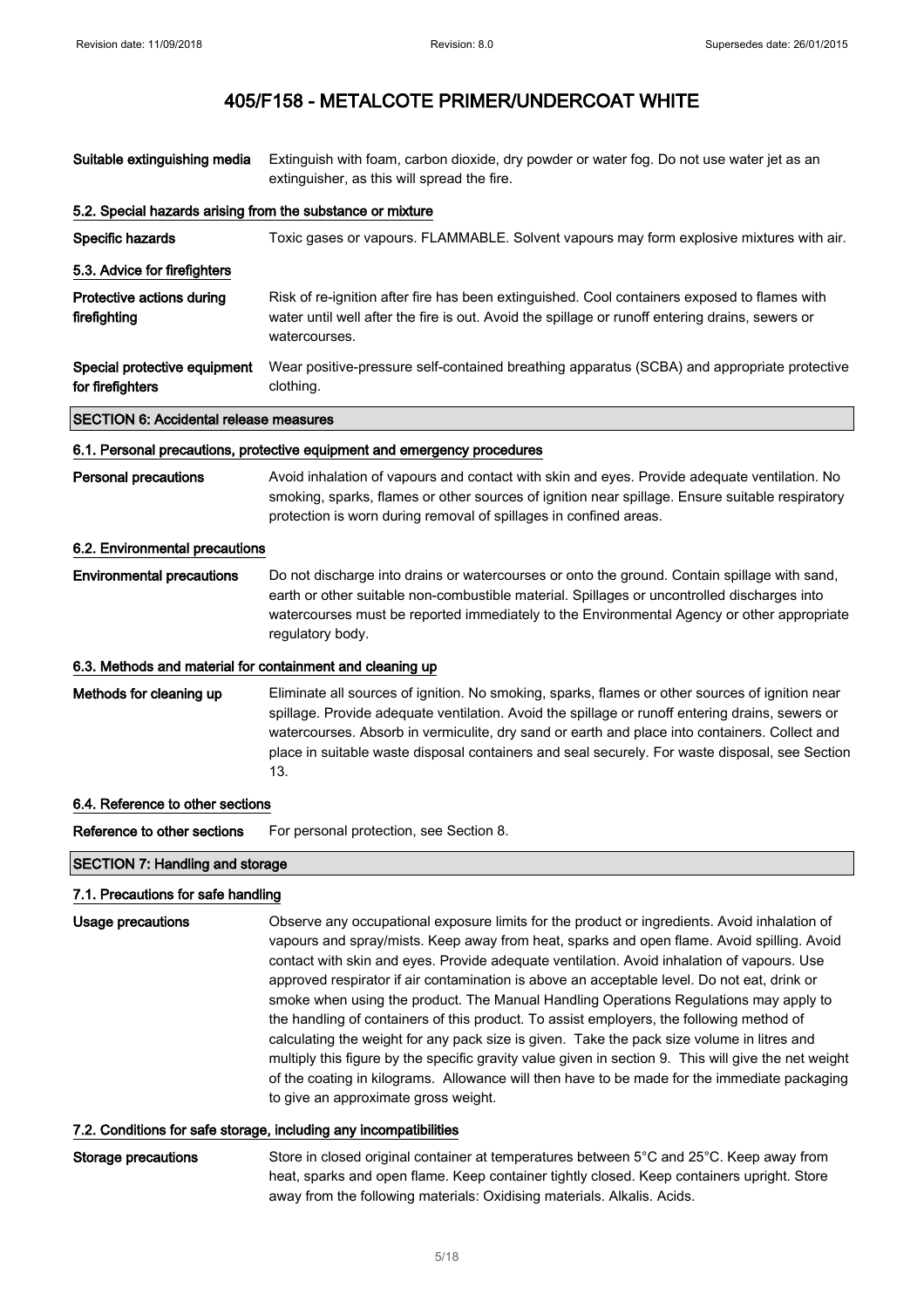| | |
|---|---|
| **Suitable extinguishing media** | Extinguish with foam, carbon dioxide, dry powder or water fog. Do not use water jet as an extinguisher, as this will spread the fire. |

### 5.2. Special hazards arising from the substance or mixture

| | |
|---|---|
| **Specific hazards** | Toxic gases or vapours. FLAMMABLE. Solvent vapours may form explosive mixtures with air. |

### 5.3. Advice for firefighters

| | |
|---|---|
| **Protective actions during firefighting** | Risk of re-ignition after fire has been extinguished. Cool containers exposed to flames with water until well after the fire is out. Avoid the spillage or runoff entering drains, sewers or watercourses. |
| **Special protective equipment for firefighters** | Wear positive-pressure self-contained breathing apparatus (SCBA) and appropriate protective clothing. |

## SECTION 6: Accidental release measures

### 6.1. Personal precautions, protective equipment and emergency procedures

| | |
|---|---|
| **Personal precautions** | Avoid inhalation of vapours and contact with skin and eyes. Provide adequate ventilation. No smoking, sparks, flames or other sources of ignition near spillage. Ensure suitable respiratory protection is worn during removal of spillages in confined areas. |

### 6.2. Environmental precautions

| | |
|---|---|
| **Environmental precautions** | Do not discharge into drains or watercourses or onto the ground. Contain spillage with sand, earth or other suitable non-combustible material. Spillages or uncontrolled discharges into watercourses must be reported immediately to the Environmental Agency or other appropriate regulatory body. |

### 6.3. Methods and material for containment and cleaning up

| | |
|---|---|
| **Methods for cleaning up** | Eliminate all sources of ignition. No smoking, sparks, flames or other sources of ignition near spillage. Provide adequate ventilation. Avoid the spillage or runoff entering drains, sewers or watercourses. Absorb in vermiculite, dry sand or earth and place into containers. Collect and place in suitable waste disposal containers and seal securely. For waste disposal, see Section 13. |

### 6.4. Reference to other sections

| | |
|---|---|
| **Reference to other sections** | For personal protection, see Section 8. |

## SECTION 7: Handling and storage

### 7.1. Precautions for safe handling

| | |
|---|---|
| **Usage precautions** | Observe any occupational exposure limits for the product or ingredients. Avoid inhalation of vapours and spray/mists. Keep away from heat, sparks and open flame. Avoid spilling. Avoid contact with skin and eyes. Provide adequate ventilation. Avoid inhalation of vapours. Use approved respirator if air contamination is above an acceptable level. Do not eat, drink or smoke when using the product. The Manual Handling Operations Regulations may apply to the handling of containers of this product. To assist employers, the following method of calculating the weight for any pack size is given. Take the pack size volume in litres and multiply this figure by the specific gravity value given in section 9. This will give the net weight of the coating in kilograms. Allowance will then have to be made for the immediate packaging to give an approximate gross weight. |

### 7.2. Conditions for safe storage, including any incompatibilities

| | |
|---|---|
| **Storage precautions** | Store in closed original container at temperatures between 5°C and 25°C. Keep away from heat, sparks and open flame. Keep container tightly closed. Keep containers upright. Store away from the following materials: Oxidising materials. Alkalis. Acids. |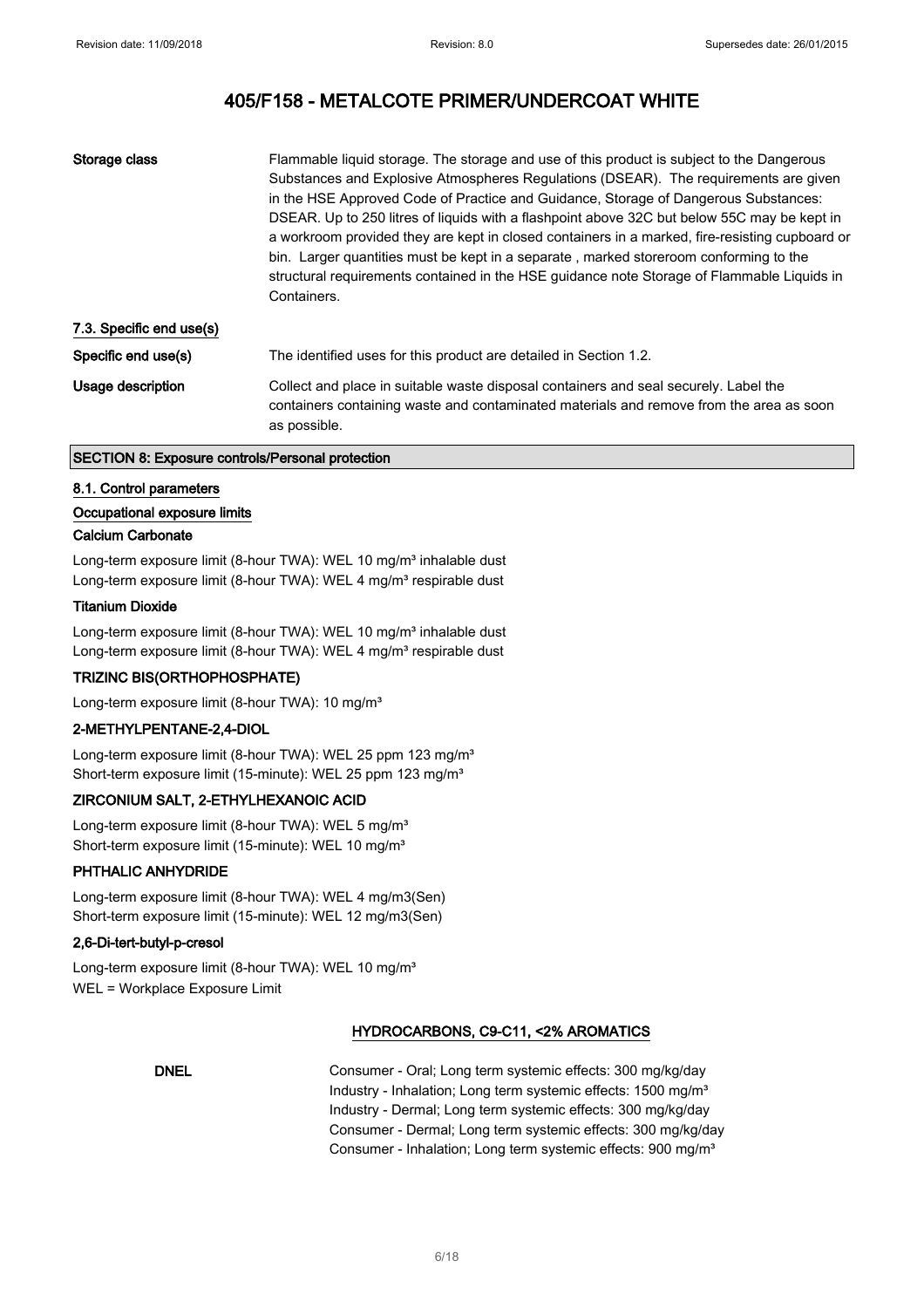| | |
|---|---|
| Storage class | Flammable liquid storage. The storage and use of this product is subject to the Dangerous Substances and Explosive Atmospheres Regulations (DSEAR). The requirements are given in the HSE Approved Code of Practice and Guidance, Storage of Dangerous Substances: DSEAR. Up to 250 litres of liquids with a flashpoint above 32C but below 55C may be kept in a workroom provided they are kept in closed containers in a marked, fire-resisting cupboard or bin. Larger quantities must be kept in a separate , marked storeroom conforming to the structural requirements contained in the HSE guidance note Storage of Flammable Liquids in Containers. |

### 7.3. Specific end use(s)

| | |
|---|---|
| Specific end use(s) | The identified uses for this product are detailed in Section 1.2. |
| Usage description | Collect and place in suitable waste disposal containers and seal securely. Label the containers containing waste and contaminated materials and remove from the area as soon as possible. |

## SECTION 8: Exposure controls/Personal protection

### 8.1. Control parameters

#### Occupational exposure limits

**Calcium Carbonate**

Long-term exposure limit (8-hour TWA): WEL 10 mg/m³ inhalable dust
Long-term exposure limit (8-hour TWA): WEL 4 mg/m³ respirable dust

**Titanium Dioxide**

Long-term exposure limit (8-hour TWA): WEL 10 mg/m³ inhalable dust
Long-term exposure limit (8-hour TWA): WEL 4 mg/m³ respirable dust

**TRIZINC BIS(ORTHOPHOSPHATE)**

Long-term exposure limit (8-hour TWA): 10 mg/m³

**2-METHYLPENTANE-2,4-DIOL**

Long-term exposure limit (8-hour TWA): WEL 25 ppm 123 mg/m³
Short-term exposure limit (15-minute): WEL 25 ppm 123 mg/m³

**ZIRCONIUM SALT, 2-ETHYLHEXANOIC ACID**

Long-term exposure limit (8-hour TWA): WEL 5 mg/m³
Short-term exposure limit (15-minute): WEL 10 mg/m³

**PHTHALIC ANHYDRIDE**

Long-term exposure limit (8-hour TWA): WEL 4 mg/m3(Sen)
Short-term exposure limit (15-minute): WEL 12 mg/m3(Sen)

**2,6-Di-tert-butyl-p-cresol**

Long-term exposure limit (8-hour TWA): WEL 10 mg/m³
WEL = Workplace Exposure Limit

**HYDROCARBONS, C9-C11, <2% AROMATICS**

| | |
|---|---|
| DNEL | Consumer - Oral; Long term systemic effects: 300 mg/kg/day<br>Industry - Inhalation; Long term systemic effects: 1500 mg/m³<br>Industry - Dermal; Long term systemic effects: 300 mg/kg/day<br>Consumer - Dermal; Long term systemic effects: 300 mg/kg/day<br>Consumer - Inhalation; Long term systemic effects: 900 mg/m³ |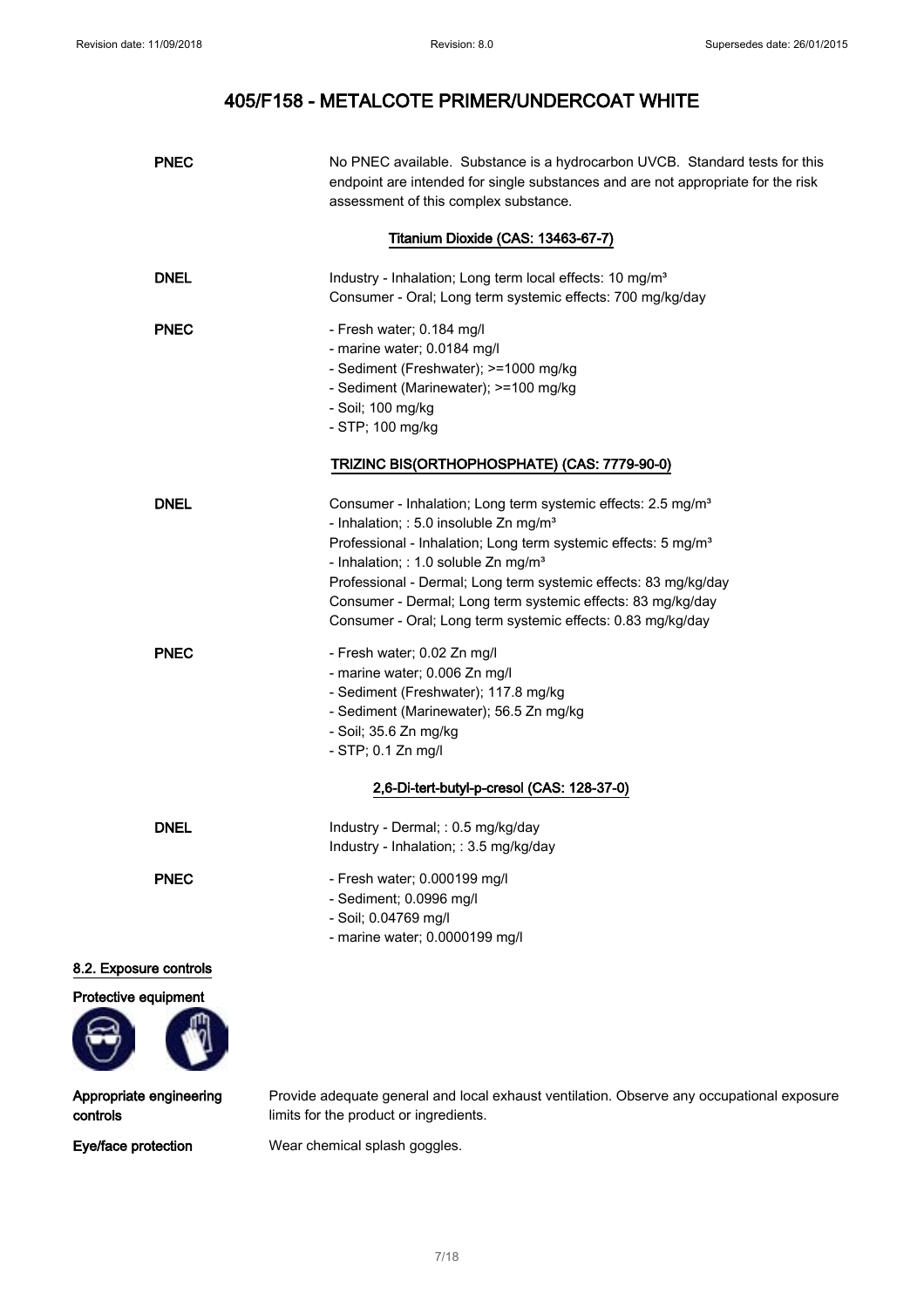# 405/F158 - METALCOTE PRIMER/UNDERCOAT WHITE

**PNEC** No PNEC available. Substance is a hydrocarbon UVCB. Standard tests for this endpoint are intended for single substances and are not appropriate for the risk assessment of this complex substance.

**Titanium Dioxide (CAS: 13463-67-7)**

**DNEL**
Industry - Inhalation; Long term local effects: 10 mg/m³
Consumer - Oral; Long term systemic effects: 700 mg/kg/day

**PNEC**
- Fresh water; 0.184 mg/l
- marine water; 0.0184 mg/l
- Sediment (Freshwater); >=1000 mg/kg
- Sediment (Marinewater); >=100 mg/kg
- Soil; 100 mg/kg
- STP; 100 mg/kg

**TRIZINC BIS(ORTHOPHOSPHATE) (CAS: 7779-90-0)**

**DNEL**
Consumer - Inhalation; Long term systemic effects: 2.5 mg/m³
- Inhalation; : 5.0 insoluble Zn mg/m³
Professional - Inhalation; Long term systemic effects: 5 mg/m³
- Inhalation; : 1.0 soluble Zn mg/m³
Professional - Dermal; Long term systemic effects: 83 mg/kg/day
Consumer - Dermal; Long term systemic effects: 83 mg/kg/day
Consumer - Oral; Long term systemic effects: 0.83 mg/kg/day

**PNEC**
- Fresh water; 0.02 Zn mg/l
- marine water; 0.006 Zn mg/l
- Sediment (Freshwater); 117.8 mg/kg
- Sediment (Marinewater); 56.5 Zn mg/kg
- Soil; 35.6 Zn mg/kg
- STP; 0.1 Zn mg/l

**2,6-Di-tert-butyl-p-cresol (CAS: 128-37-0)**

**DNEL**
Industry - Dermal; : 0.5 mg/kg/day
Industry - Inhalation; : 3.5 mg/kg/day

**PNEC**
- Fresh water; 0.000199 mg/l
- Sediment; 0.0996 mg/l
- Soil; 0.04769 mg/l
- marine water; 0.0000199 mg/l

## 8.2. Exposure controls

**Protective equipment**

**Appropriate engineering controls** Provide adequate general and local exhaust ventilation. Observe any occupational exposure limits for the product or ingredients.

**Eye/face protection** Wear chemical splash goggles.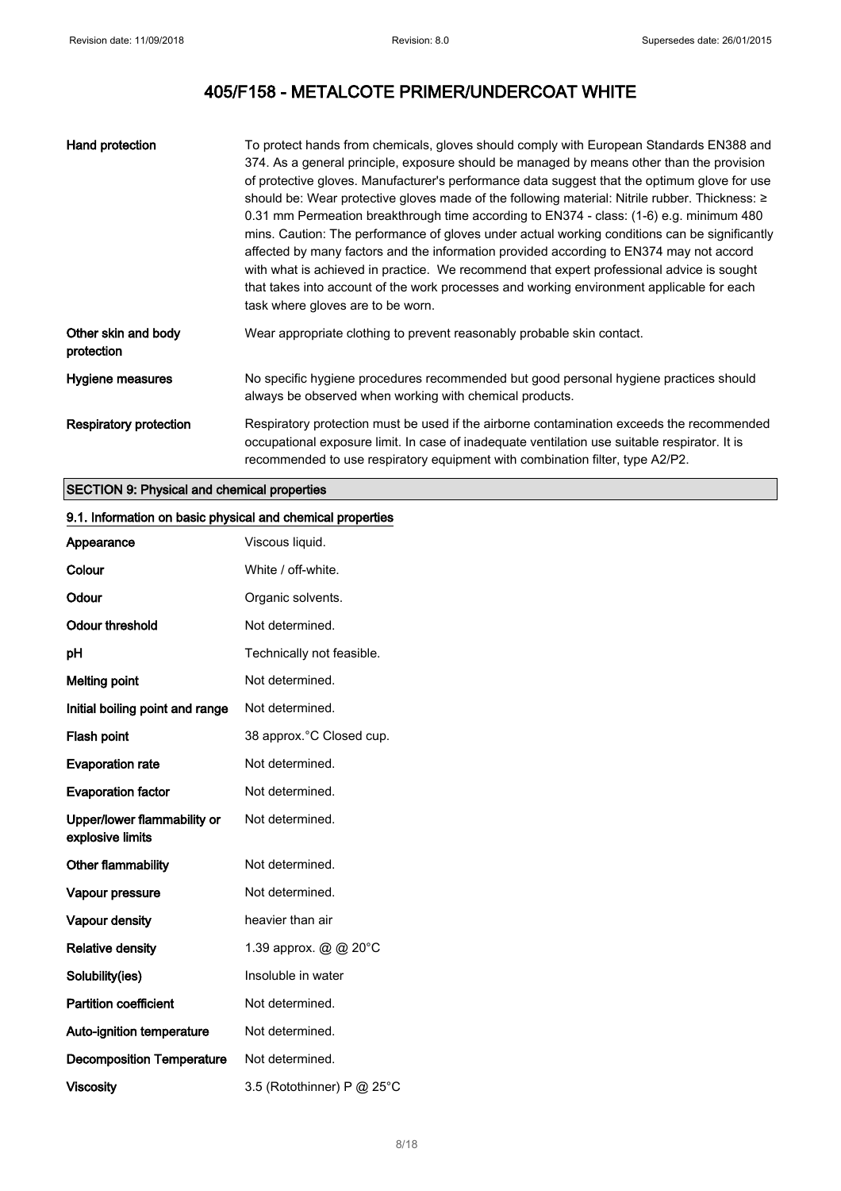# 405/F158 - METALCOTE PRIMER/UNDERCOAT WHITE

| | |
|---|---|
| **Hand protection** | To protect hands from chemicals, gloves should comply with European Standards EN388 and 374. As a general principle, exposure should be managed by means other than the provision of protective gloves. Manufacturer's performance data suggest that the optimum glove for use should be: Wear protective gloves made of the following material: Nitrile rubber. Thickness: ≥ 0.31 mm Permeation breakthrough time according to EN374 - class: (1-6) e.g. minimum 480 mins. Caution: The performance of gloves under actual working conditions can be significantly affected by many factors and the information provided according to EN374 may not accord with what is achieved in practice. We recommend that expert professional advice is sought that takes into account of the work processes and working environment applicable for each task where gloves are to be worn. |
| **Other skin and body protection** | Wear appropriate clothing to prevent reasonably probable skin contact. |
| **Hygiene measures** | No specific hygiene procedures recommended but good personal hygiene practices should always be observed when working with chemical products. |
| **Respiratory protection** | Respiratory protection must be used if the airborne contamination exceeds the recommended occupational exposure limit. In case of inadequate ventilation use suitable respirator. It is recommended to use respiratory equipment with combination filter, type A2/P2. |

## SECTION 9: Physical and chemical properties

### 9.1. Information on basic physical and chemical properties

| | |
|---|---|
| **Appearance** | Viscous liquid. |
| **Colour** | White / off-white. |
| **Odour** | Organic solvents. |
| **Odour threshold** | Not determined. |
| **pH** | Technically not feasible. |
| **Melting point** | Not determined. |
| **Initial boiling point and range** | Not determined. |
| **Flash point** | 38 approx.°C Closed cup. |
| **Evaporation rate** | Not determined. |
| **Evaporation factor** | Not determined. |
| **Upper/lower flammability or explosive limits** | Not determined. |
| **Other flammability** | Not determined. |
| **Vapour pressure** | Not determined. |
| **Vapour density** | heavier than air |
| **Relative density** | 1.39 approx. @ @ 20°C |
| **Solubility(ies)** | Insoluble in water |
| **Partition coefficient** | Not determined. |
| **Auto-ignition temperature** | Not determined. |
| **Decomposition Temperature** | Not determined. |
| **Viscosity** | 3.5 (Rotothinner) P @ 25°C |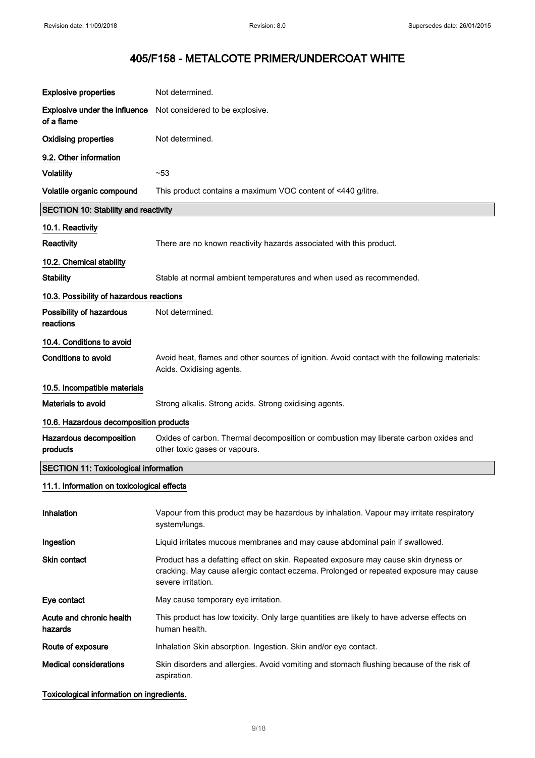# 405/F158 - METALCOTE PRIMER/UNDERCOAT WHITE

| | |
|---|---|
| **Explosive properties** | Not determined. |
| **Explosive under the influence of a flame** | Not considered to be explosive. |
| **Oxidising properties** | Not determined. |

### 9.2. Other information

| | |
|---|---|
| **Volatility** | ~53 |
| **Volatile organic compound** | This product contains a maximum VOC content of <440 g/litre. |

## SECTION 10: Stability and reactivity

### 10.1. Reactivity

| | |
|---|---|
| **Reactivity** | There are no known reactivity hazards associated with this product. |

### 10.2. Chemical stability

| | |
|---|---|
| **Stability** | Stable at normal ambient temperatures and when used as recommended. |

### 10.3. Possibility of hazardous reactions

| | |
|---|---|
| **Possibility of hazardous reactions** | Not determined. |

### 10.4. Conditions to avoid

| | |
|---|---|
| **Conditions to avoid** | Avoid heat, flames and other sources of ignition. Avoid contact with the following materials: Acids. Oxidising agents. |

### 10.5. Incompatible materials

| | |
|---|---|
| **Materials to avoid** | Strong alkalis. Strong acids. Strong oxidising agents. |

### 10.6. Hazardous decomposition products

| | |
|---|---|
| **Hazardous decomposition products** | Oxides of carbon. Thermal decomposition or combustion may liberate carbon oxides and other toxic gases or vapours. |

## SECTION 11: Toxicological information

### 11.1. Information on toxicological effects

| | |
|---|---|
| **Inhalation** | Vapour from this product may be hazardous by inhalation. Vapour may irritate respiratory system/lungs. |
| **Ingestion** | Liquid irritates mucous membranes and may cause abdominal pain if swallowed. |
| **Skin contact** | Product has a defatting effect on skin. Repeated exposure may cause skin dryness or cracking. May cause allergic contact eczema. Prolonged or repeated exposure may cause severe irritation. |
| **Eye contact** | May cause temporary eye irritation. |
| **Acute and chronic health hazards** | This product has low toxicity. Only large quantities are likely to have adverse effects on human health. |
| **Route of exposure** | Inhalation Skin absorption. Ingestion. Skin and/or eye contact. |
| **Medical considerations** | Skin disorders and allergies. Avoid vomiting and stomach flushing because of the risk of aspiration. |

### Toxicological information on ingredients.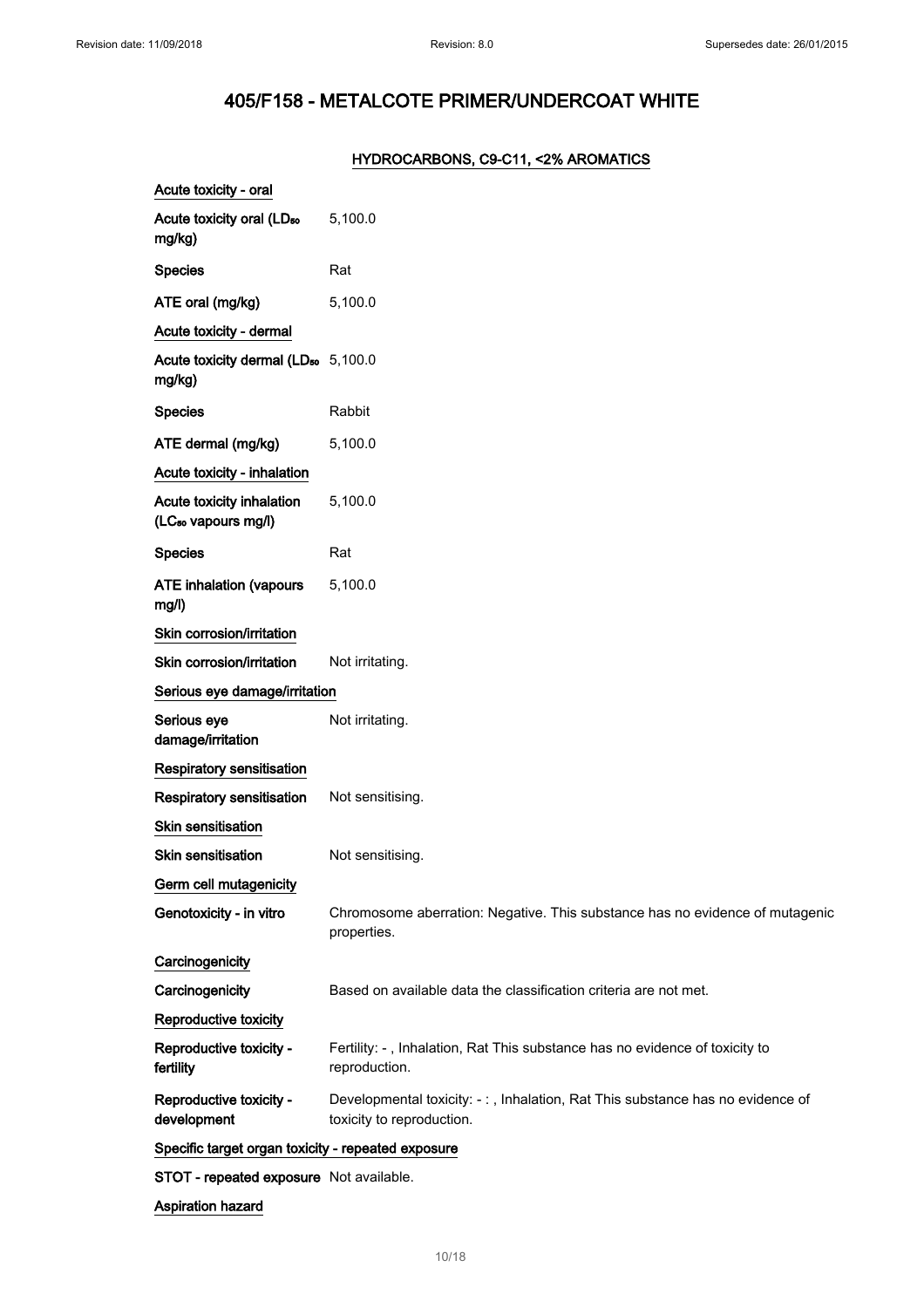# 405/F158 - METALCOTE PRIMER/UNDERCOAT WHITE

## HYDROCARBONS, C9-C11, <2% AROMATICS

**Acute toxicity - oral**

| | |
|---|---|
| **Acute toxicity oral ($LD_{50}$ mg/kg)** | 5,100.0 |
| **Species** | Rat |
| **ATE oral (mg/kg)** | 5,100.0 |

**Acute toxicity - dermal**

| | |
|---|---|
| **Acute toxicity dermal ($LD_{50}$ mg/kg)** | 5,100.0 |
| **Species** | Rabbit |
| **ATE dermal (mg/kg)** | 5,100.0 |

**Acute toxicity - inhalation**

| | |
|---|---|
| **Acute toxicity inhalation ($LC_{50}$ vapours mg/l)** | 5,100.0 |
| **Species** | Rat |
| **ATE inhalation (vapours mg/l)** | 5,100.0 |

**Skin corrosion/irritation**

| | |
|---|---|
| **Skin corrosion/irritation** | Not irritating. |

**Serious eye damage/irritation**

| | |
|---|---|
| **Serious eye damage/irritation** | Not irritating. |

**Respiratory sensitisation**

| | |
|---|---|
| **Respiratory sensitisation** | Not sensitising. |

**Skin sensitisation**

| | |
|---|---|
| **Skin sensitisation** | Not sensitising. |

**Germ cell mutagenicity**

| | |
|---|---|
| **Genotoxicity - in vitro** | Chromosome aberration: Negative. This substance has no evidence of mutagenic properties. |

**Carcinogenicity**

| | |
|---|---|
| **Carcinogenicity** | Based on available data the classification criteria are not met. |

**Reproductive toxicity**

| | |
|---|---|
| **Reproductive toxicity - fertility** | Fertility: - , Inhalation, Rat This substance has no evidence of toxicity to reproduction. |
| **Reproductive toxicity - development** | Developmental toxicity: - : , Inhalation, Rat This substance has no evidence of toxicity to reproduction. |

**Specific target organ toxicity - repeated exposure**

| | |
|---|---|
| **STOT - repeated exposure** | Not available. |

**Aspiration hazard**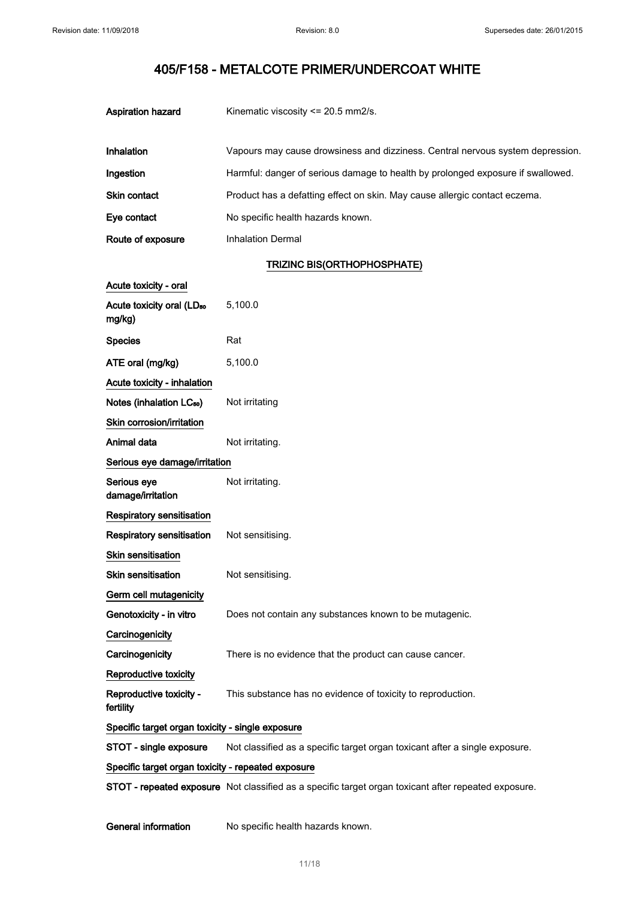# 405/F158 - METALCOTE PRIMER/UNDERCOAT WHITE

| | |
|---|---|
| **Aspiration hazard** | Kinematic viscosity <= 20.5 mm2/s. |
| **Inhalation** | Vapours may cause drowsiness and dizziness. Central nervous system depression. |
| **Ingestion** | Harmful: danger of serious damage to health by prolonged exposure if swallowed. |
| **Skin contact** | Product has a defatting effect on skin. May cause allergic contact eczema. |
| **Eye contact** | No specific health hazards known. |
| **Route of exposure** | Inhalation Dermal |

### TRIZINC BIS(ORTHOPHOSPHATE)

**Acute toxicity - oral**

| | |
|---|---|
| **Acute toxicity oral ($LD_{50}$ mg/kg)** | 5,100.0 |
| **Species** | Rat |
| **ATE oral (mg/kg)** | 5,100.0 |

**Acute toxicity - inhalation**

| | |
|---|---|
| **Notes (inhalation $LC_{50}$)** | Not irritating |

**Skin corrosion/irritation**

| | |
|---|---|
| **Animal data** | Not irritating. |

**Serious eye damage/irritation**

| | |
|---|---|
| **Serious eye damage/irritation** | Not irritating. |

**Respiratory sensitisation**

| | |
|---|---|
| **Respiratory sensitisation** | Not sensitising. |

**Skin sensitisation**

| | |
|---|---|
| **Skin sensitisation** | Not sensitising. |

**Germ cell mutagenicity**

| | |
|---|---|
| **Genotoxicity - in vitro** | Does not contain any substances known to be mutagenic. |

**Carcinogenicity**

| | |
|---|---|
| **Carcinogenicity** | There is no evidence that the product can cause cancer. |

**Reproductive toxicity**

| | |
|---|---|
| **Reproductive toxicity - fertility** | This substance has no evidence of toxicity to reproduction. |

**Specific target organ toxicity - single exposure**

| | |
|---|---|
| **STOT - single exposure** | Not classified as a specific target organ toxicant after a single exposure. |

**Specific target organ toxicity - repeated exposure**

| | |
|---|---|
| **STOT - repeated exposure** | Not classified as a specific target organ toxicant after repeated exposure. |

| | |
|---|---|
| **General information** | No specific health hazards known. |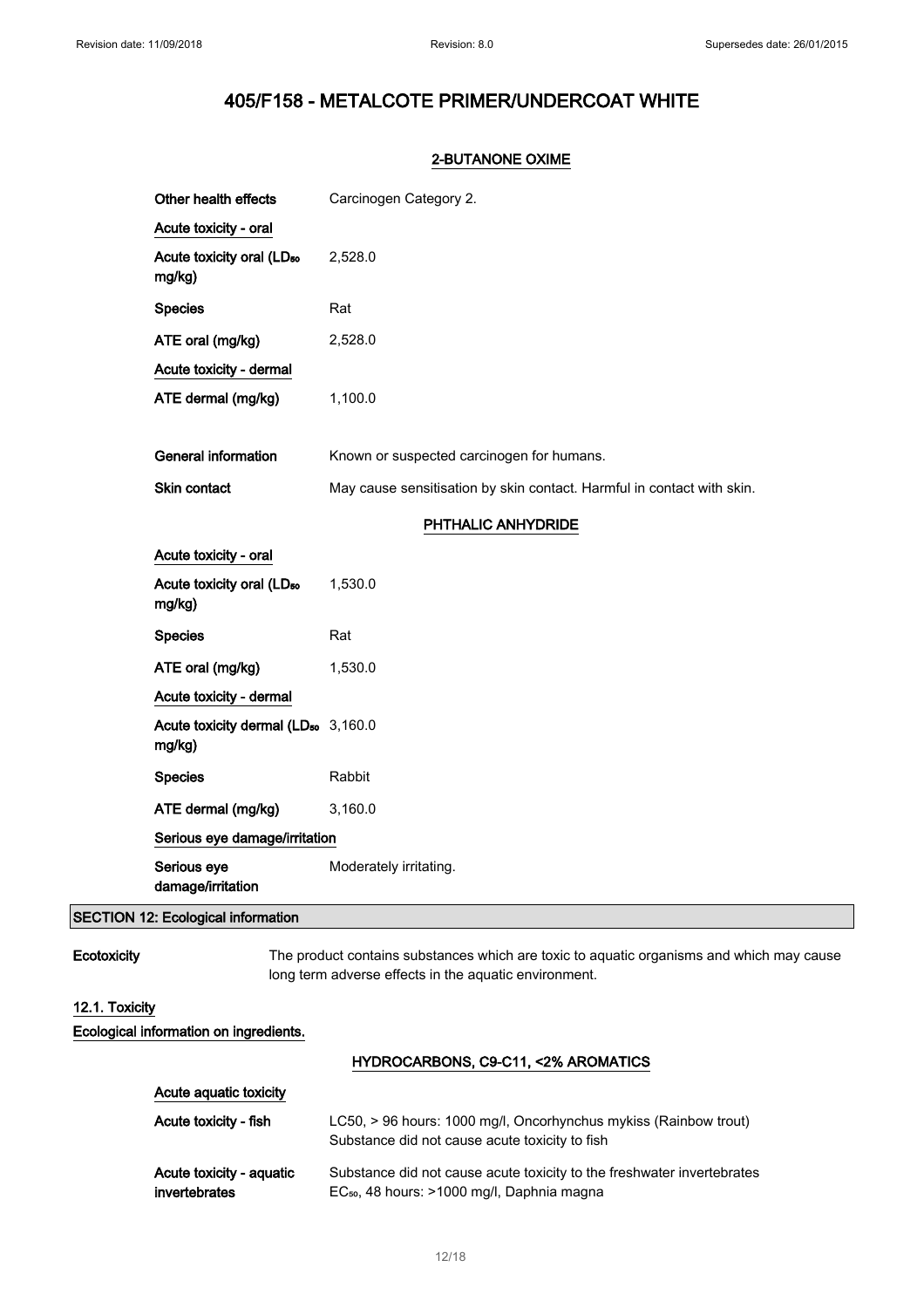# 405/F158 - METALCOTE PRIMER/UNDERCOAT WHITE

### 2-BUTANONE OXIME

| | |
|---|---|
| Other health effects | Carcinogen Category 2. |
| **Acute toxicity - oral** | |
| Acute toxicity oral ($LD_{50}$ mg/kg) | 2,528.0 |
| Species | Rat |
| ATE oral (mg/kg) | 2,528.0 |
| **Acute toxicity - dermal** | |
| ATE dermal (mg/kg) | 1,100.0 |
| General information | Known or suspected carcinogen for humans. |
| Skin contact | May cause sensitisation by skin contact. Harmful in contact with skin. |

### PHTHALIC ANHYDRIDE

| | |
|---|---|
| **Acute toxicity - oral** | |
| Acute toxicity oral ($LD_{50}$ mg/kg) | 1,530.0 |
| Species | Rat |
| ATE oral (mg/kg) | 1,530.0 |
| **Acute toxicity - dermal** | |
| Acute toxicity dermal ($LD_{50}$ mg/kg) | 3,160.0 |
| Species | Rabbit |
| ATE dermal (mg/kg) | 3,160.0 |
| **Serious eye damage/irritation** | |
| Serious eye damage/irritation | Moderately irritating. |

## SECTION 12: Ecological information

**Ecotoxicity** The product contains substances which are toxic to aquatic organisms and which may cause long term adverse effects in the aquatic environment.

### 12.1. Toxicity

**Ecological information on ingredients.**

### HYDROCARBONS, C9-C11, <2% AROMATICS

| | |
|---|---|
| **Acute aquatic toxicity** | |
| Acute toxicity - fish | LC50, > 96 hours: 1000 mg/l, Oncorhynchus mykiss (Rainbow trout)<br>Substance did not cause acute toxicity to fish |
| Acute toxicity - aquatic invertebrates | Substance did not cause acute toxicity to the freshwater invertebrates<br>$EC_{50}$, 48 hours: >1000 mg/l, Daphnia magna |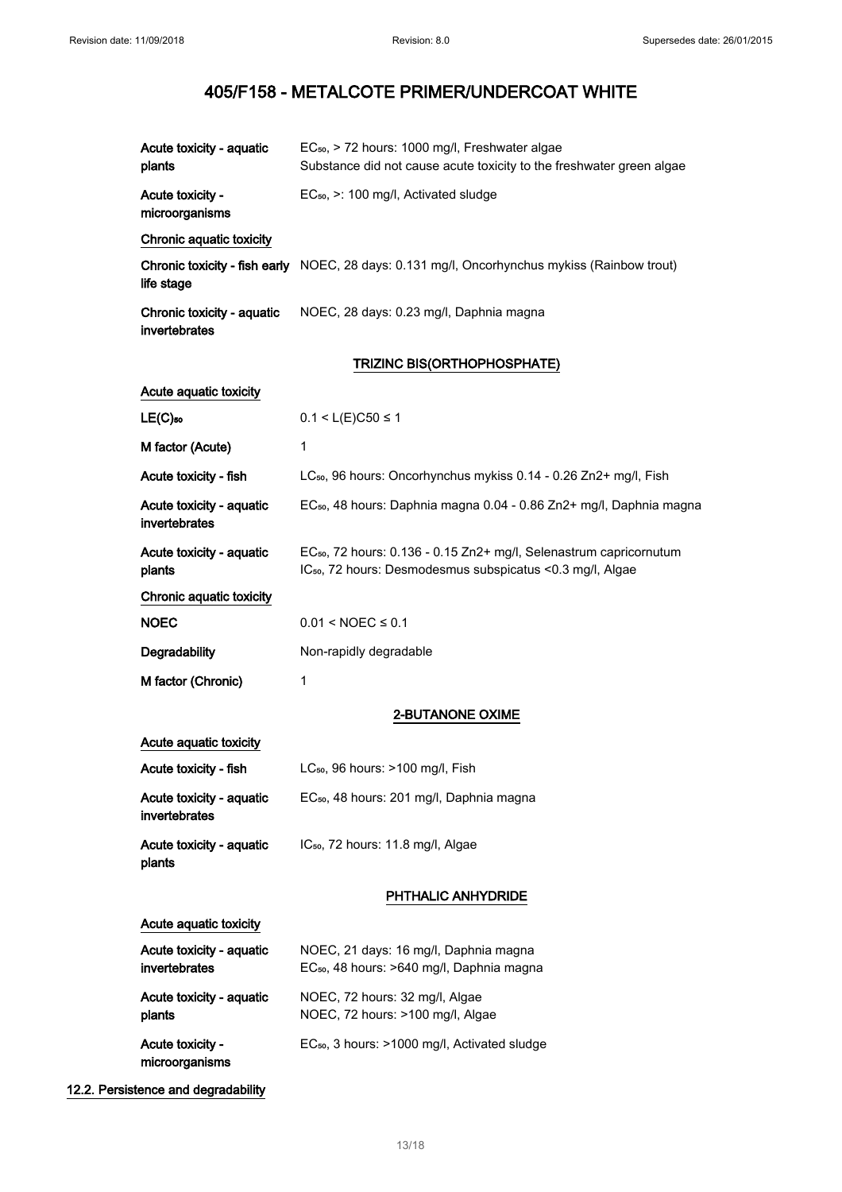| | |
|---|---|
| Acute toxicity - aquatic plants | $EC_{50}$, > 72 hours: 1000 mg/l, Freshwater algae<br>Substance did not cause acute toxicity to the freshwater green algae |
| Acute toxicity - microorganisms | $EC_{50}$, >: 100 mg/l, Activated sludge |

**Chronic aquatic toxicity**

| | |
|---|---|
| Chronic toxicity - fish early life stage | NOEC, 28 days: 0.131 mg/l, Oncorhynchus mykiss (Rainbow trout) |
| Chronic toxicity - aquatic invertebrates | NOEC, 28 days: 0.23 mg/l, Daphnia magna |

### TRIZINC BIS(ORTHOPHOSPHATE)

**Acute aquatic toxicity**

| | |
|---|---|
| $LE(C)_{50}$ | $0.1 < L(E)C50 \leq 1$ |
| M factor (Acute) | 1 |
| Acute toxicity - fish | $LC_{50}$, 96 hours: Oncorhynchus mykiss 0.14 - 0.26 $Zn^{2+}$ mg/l, Fish |
| Acute toxicity - aquatic invertebrates | $EC_{50}$, 48 hours: Daphnia magna 0.04 - 0.86 $Zn^{2+}$ mg/l, Daphnia magna |
| Acute toxicity - aquatic plants | $EC_{50}$, 72 hours: 0.136 - 0.15 $Zn^{2+}$ mg/l, Selenastrum capricornutum<br>$IC_{50}$, 72 hours: Desmodesmus subspicatus <0.3 mg/l, Algae |

**Chronic aquatic toxicity**

| | |
|---|---|
| NOEC | $0.01 < NOEC \leq 0.1$ |
| Degradability | Non-rapidly degradable |
| M factor (Chronic) | 1 |

### 2-BUTANONE OXIME

**Acute aquatic toxicity**

| | |
|---|---|
| Acute toxicity - fish | $LC_{50}$, 96 hours: >100 mg/l, Fish |
| Acute toxicity - aquatic invertebrates | $EC_{50}$, 48 hours: 201 mg/l, Daphnia magna |
| Acute toxicity - aquatic plants | $IC_{50}$, 72 hours: 11.8 mg/l, Algae |

### PHTHALIC ANHYDRIDE

**Acute aquatic toxicity**

| | |
|---|---|
| Acute toxicity - aquatic invertebrates | NOEC, 21 days: 16 mg/l, Daphnia magna<br>$EC_{50}$, 48 hours: >640 mg/l, Daphnia magna |
| Acute toxicity - aquatic plants | NOEC, 72 hours: 32 mg/l, Algae<br>NOEC, 72 hours: >100 mg/l, Algae |
| Acute toxicity - microorganisms | $EC_{50}$, 3 hours: >1000 mg/l, Activated sludge |

## 12.2. Persistence and degradability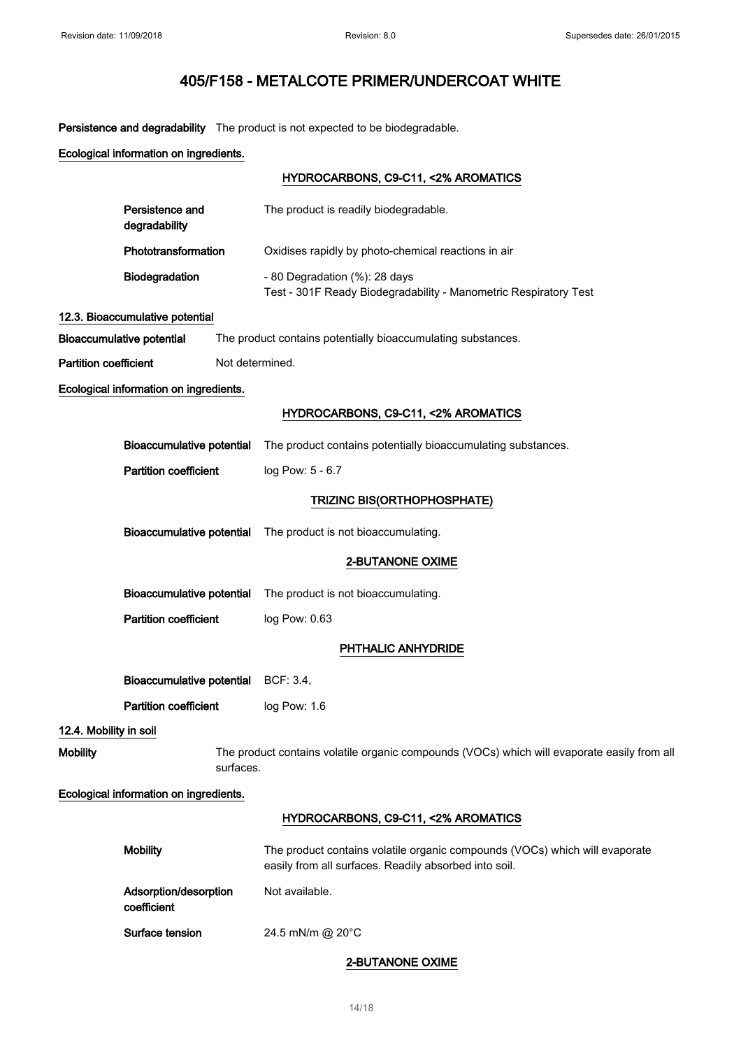**Persistence and degradability** The product is not expected to be biodegradable.

**Ecological information on ingredients.**

**HYDROCARBONS, C9-C11, <2% AROMATICS**

| | |
|---|---|
| **Persistence and degradability** | The product is readily biodegradable. |
| **Phototransformation** | Oxidises rapidly by photo-chemical reactions in air |
| **Biodegradation** | - 80 Degradation (%): 28 days<br>Test - 301F Ready Biodegradability - Manometric Respiratory Test |

### 12.3. Bioaccumulative potential

| | |
|---|---|
| **Bioaccumulative potential** | The product contains potentially bioaccumulating substances. |
| **Partition coefficient** | Not determined. |

**Ecological information on ingredients.**

**HYDROCARBONS, C9-C11, <2% AROMATICS**

| | |
|---|---|
| **Bioaccumulative potential** | The product contains potentially bioaccumulating substances. |
| **Partition coefficient** | log Pow: 5 - 6.7 |

**TRIZINC BIS(ORTHOPHOSPHATE)**

| | |
|---|---|
| **Bioaccumulative potential** | The product is not bioaccumulating. |

**2-BUTANONE OXIME**

| | |
|---|---|
| **Bioaccumulative potential** | The product is not bioaccumulating. |
| **Partition coefficient** | log Pow: 0.63 |

**PHTHALIC ANHYDRIDE**

| | |
|---|---|
| **Bioaccumulative potential** | BCF: 3.4, |
| **Partition coefficient** | log Pow: 1.6 |

### 12.4. Mobility in soil

**Mobility** The product contains volatile organic compounds (VOCs) which will evaporate easily from all surfaces.

**Ecological information on ingredients.**

**HYDROCARBONS, C9-C11, <2% AROMATICS**

| | |
|---|---|
| **Mobility** | The product contains volatile organic compounds (VOCs) which will evaporate easily from all surfaces. Readily absorbed into soil. |
| **Adsorption/desorption coefficient** | Not available. |
| **Surface tension** | 24.5 mN/m @ 20°C |

**2-BUTANONE OXIME**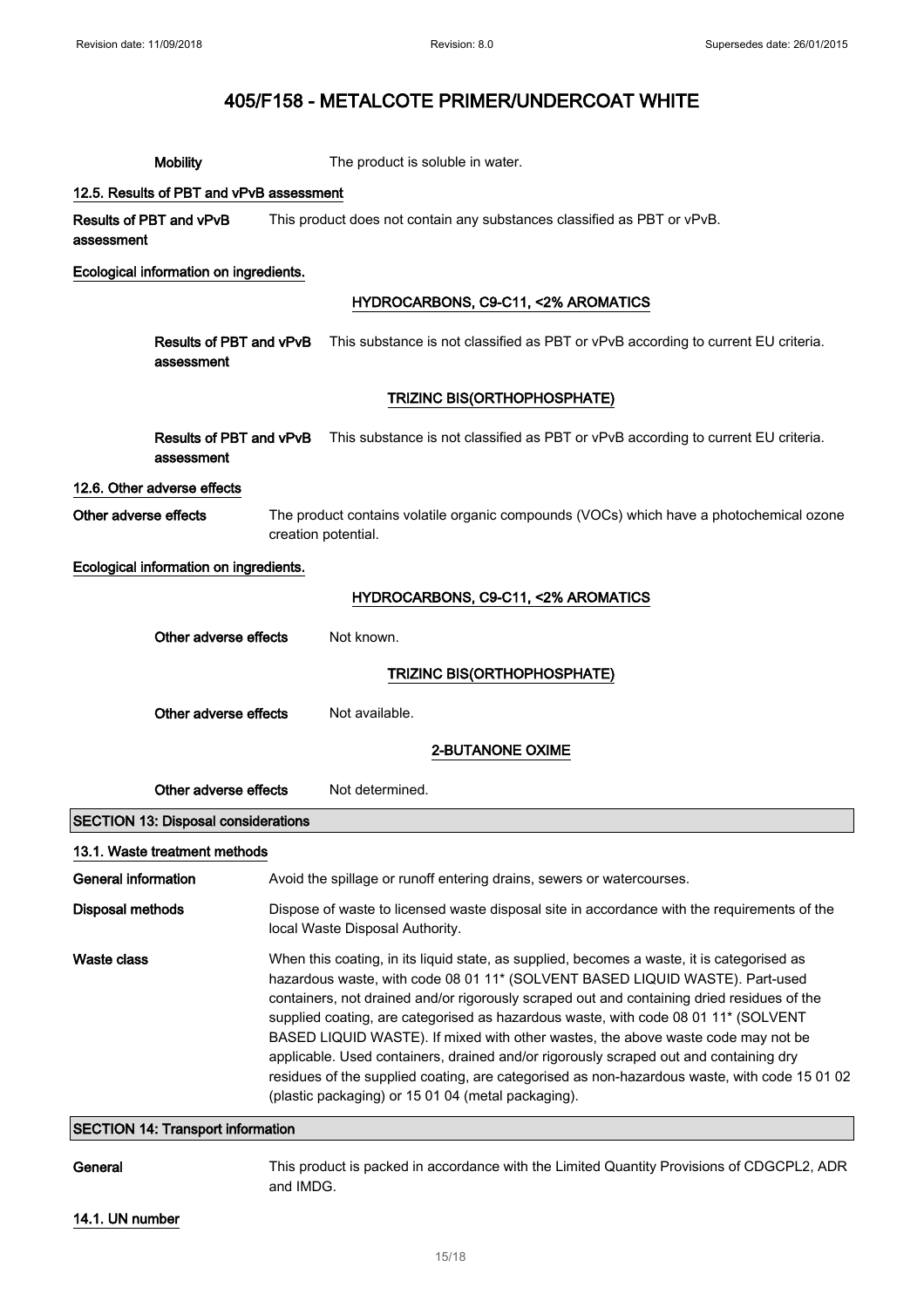# 405/F158 - METALCOTE PRIMER/UNDERCOAT WHITE

**Mobility** The product is soluble in water.

#### 12.5. Results of PBT and vPvB assessment

**Results of PBT and vPvB assessment** This product does not contain any substances classified as PBT or vPvB.

**Ecological information on ingredients.**

##### HYDROCARBONS, C9-C11, <2% AROMATICS

**Results of PBT and vPvB assessment** This substance is not classified as PBT or vPvB according to current EU criteria.

##### TRIZINC BIS(ORTHOPHOSPHATE)

**Results of PBT and vPvB assessment** This substance is not classified as PBT or vPvB according to current EU criteria.

#### 12.6. Other adverse effects

**Other adverse effects** The product contains volatile organic compounds (VOCs) which have a photochemical ozone creation potential.

**Ecological information on ingredients.**

##### HYDROCARBONS, C9-C11, <2% AROMATICS

**Other adverse effects** Not known.

##### TRIZINC BIS(ORTHOPHOSPHATE)

**Other adverse effects** Not available.

##### 2-BUTANONE OXIME

**Other adverse effects** Not determined.

## SECTION 13: Disposal considerations

#### 13.1. Waste treatment methods

**General information** Avoid the spillage or runoff entering drains, sewers or watercourses.

**Disposal methods** Dispose of waste to licensed waste disposal site in accordance with the requirements of the local Waste Disposal Authority.

**Waste class** When this coating, in its liquid state, as supplied, becomes a waste, it is categorised as hazardous waste, with code 08 01 11* (SOLVENT BASED LIQUID WASTE). Part-used containers, not drained and/or rigorously scraped out and containing dried residues of the supplied coating, are categorised as hazardous waste, with code 08 01 11* (SOLVENT BASED LIQUID WASTE). If mixed with other wastes, the above waste code may not be applicable. Used containers, drained and/or rigorously scraped out and containing dry residues of the supplied coating, are categorised as non-hazardous waste, with code 15 01 02 (plastic packaging) or 15 01 04 (metal packaging).

## SECTION 14: Transport information

**General** This product is packed in accordance with the Limited Quantity Provisions of CDGCPL2, ADR and IMDG.

#### 14.1. UN number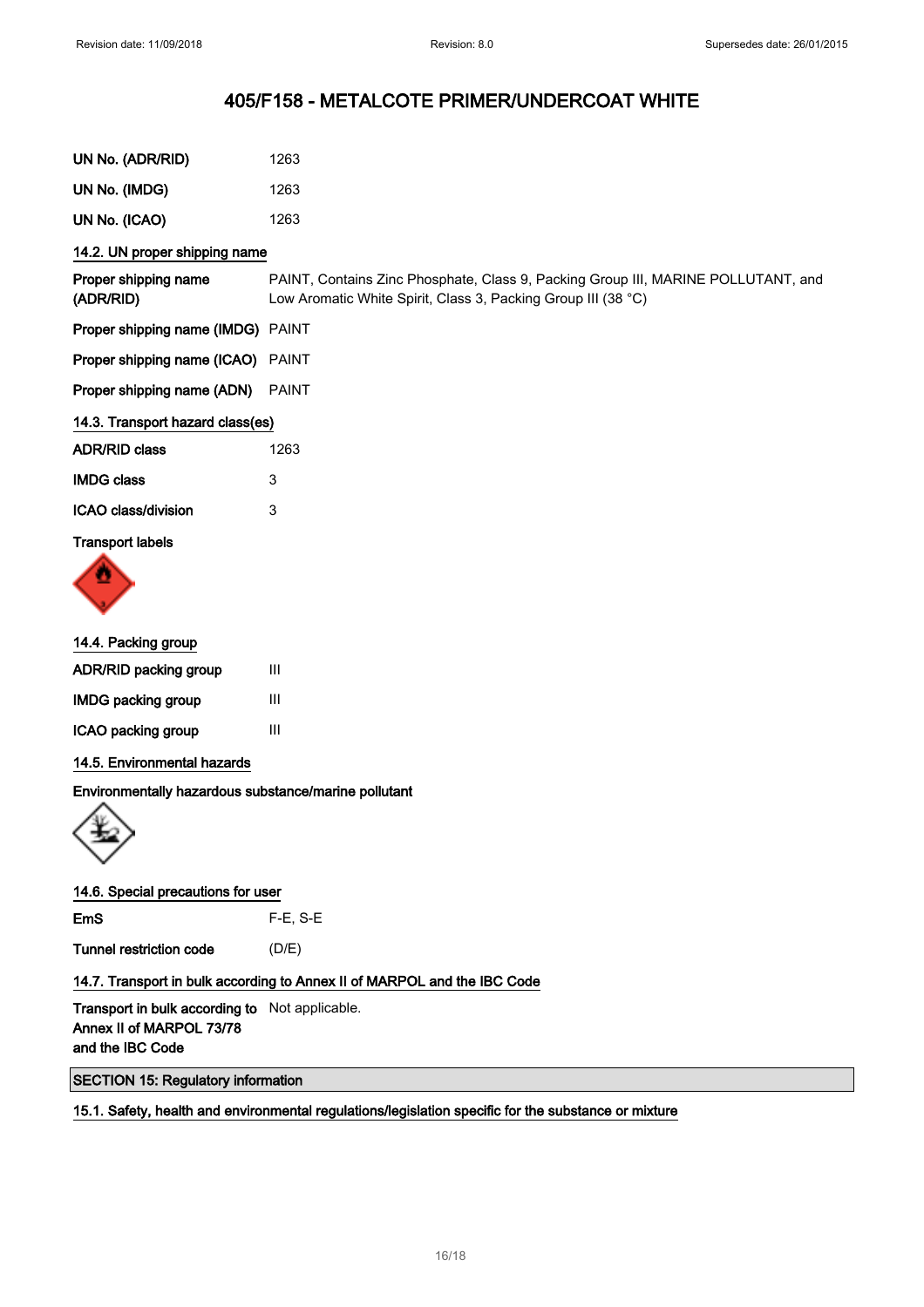# 405/F158 - METALCOTE PRIMER/UNDERCOAT WHITE

| | |
|---|---|
| **UN No. (ADR/RID)** | 1263 |
| **UN No. (IMDG)** | 1263 |
| **UN No. (ICAO)** | 1263 |

### 14.2. UN proper shipping name

| | |
|---|---|
| **Proper shipping name (ADR/RID)** | PAINT, Contains Zinc Phosphate, Class 9, Packing Group III, MARINE POLLUTANT, and Low Aromatic White Spirit, Class 3, Packing Group III (38 °C) |
| **Proper shipping name (IMDG)** | PAINT |
| **Proper shipping name (ICAO)** | PAINT |
| **Proper shipping name (ADN)** | PAINT |

### 14.3. Transport hazard class(es)

| | |
|---|---|
| **ADR/RID class** | 1263 |
| **IMDG class** | 3 |
| **ICAO class/division** | 3 |

**Transport labels**

### 14.4. Packing group

| | |
|---|---|
| **ADR/RID packing group** | III |
| **IMDG packing group** | III |
| **ICAO packing group** | III |

### 14.5. Environmental hazards

**Environmentally hazardous substance/marine pollutant**

### 14.6. Special precautions for user

| | |
|---|---|
| **EmS** | F-E, S-E |
| **Tunnel restriction code** | (D/E) |

### 14.7. Transport in bulk according to Annex II of MARPOL and the IBC Code

| | |
|---|---|
| **Transport in bulk according to Annex II of MARPOL 73/78 and the IBC Code** | Not applicable. |

## SECTION 15: Regulatory information

### 15.1. Safety, health and environmental regulations/legislation specific for the substance or mixture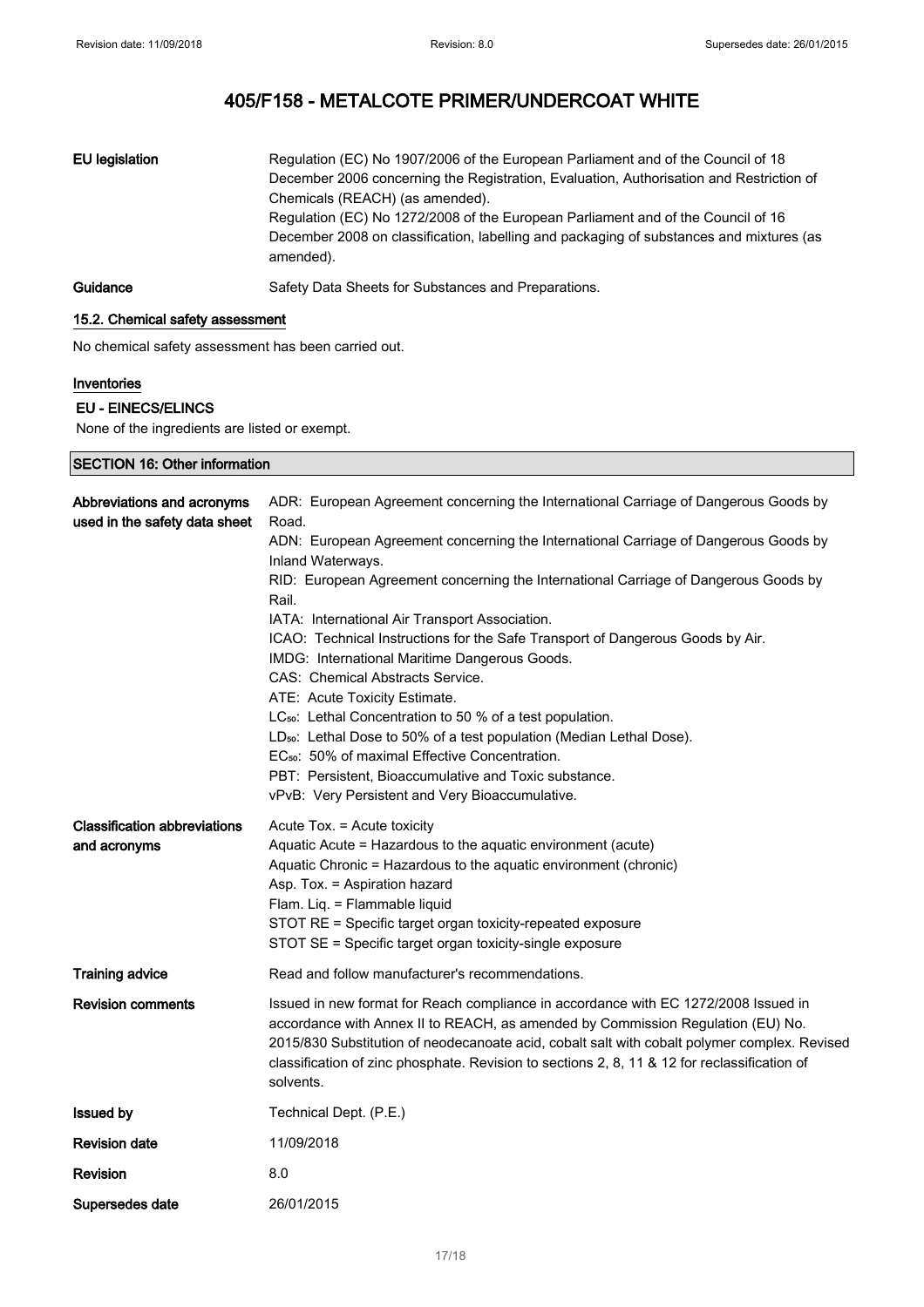| | |
|---|---|
| **EU legislation** | Regulation (EC) No 1907/2006 of the European Parliament and of the Council of 18 December 2006 concerning the Registration, Evaluation, Authorisation and Restriction of Chemicals (REACH) (as amended). Regulation (EC) No 1272/2008 of the European Parliament and of the Council of 16 December 2008 on classification, labelling and packaging of substances and mixtures (as amended). |
| **Guidance** | Safety Data Sheets for Substances and Preparations. |

### 15.2. Chemical safety assessment

No chemical safety assessment has been carried out.

#### Inventories

**EU - EINECS/ELINCS**

None of the ingredients are listed or exempt.

## SECTION 16: Other information

| | |
|---|---|
| **Abbreviations and acronyms used in the safety data sheet** | ADR: European Agreement concerning the International Carriage of Dangerous Goods by Road.<br>ADN: European Agreement concerning the International Carriage of Dangerous Goods by Inland Waterways.<br>RID: European Agreement concerning the International Carriage of Dangerous Goods by Rail.<br>IATA: International Air Transport Association.<br>ICAO: Technical Instructions for the Safe Transport of Dangerous Goods by Air.<br>IMDG: International Maritime Dangerous Goods.<br>CAS: Chemical Abstracts Service.<br>ATE: Acute Toxicity Estimate.<br>$LC_{50}$: Lethal Concentration to 50 % of a test population.<br>$LD_{50}$: Lethal Dose to 50% of a test population (Median Lethal Dose).<br>$EC_{50}$: 50% of maximal Effective Concentration.<br>PBT: Persistent, Bioaccumulative and Toxic substance.<br>vPvB: Very Persistent and Very Bioaccumulative. |
| **Classification abbreviations and acronyms** | Acute Tox. = Acute toxicity<br>Aquatic Acute = Hazardous to the aquatic environment (acute)<br>Aquatic Chronic = Hazardous to the aquatic environment (chronic)<br>Asp. Tox. = Aspiration hazard<br>Flam. Liq. = Flammable liquid<br>STOT RE = Specific target organ toxicity-repeated exposure<br>STOT SE = Specific target organ toxicity-single exposure |
| **Training advice** | Read and follow manufacturer's recommendations. |
| **Revision comments** | Issued in new format for Reach compliance in accordance with EC 1272/2008 Issued in accordance with Annex II to REACH, as amended by Commission Regulation (EU) No. 2015/830 Substitution of neodecanoate acid, cobalt salt with cobalt polymer complex. Revised classification of zinc phosphate. Revision to sections 2, 8, 11 & 12 for reclassification of solvents. |
| **Issued by** | Technical Dept. (P.E.) |
| **Revision date** | 11/09/2018 |
| **Revision** | 8.0 |
| **Supersedes date** | 26/01/2015 |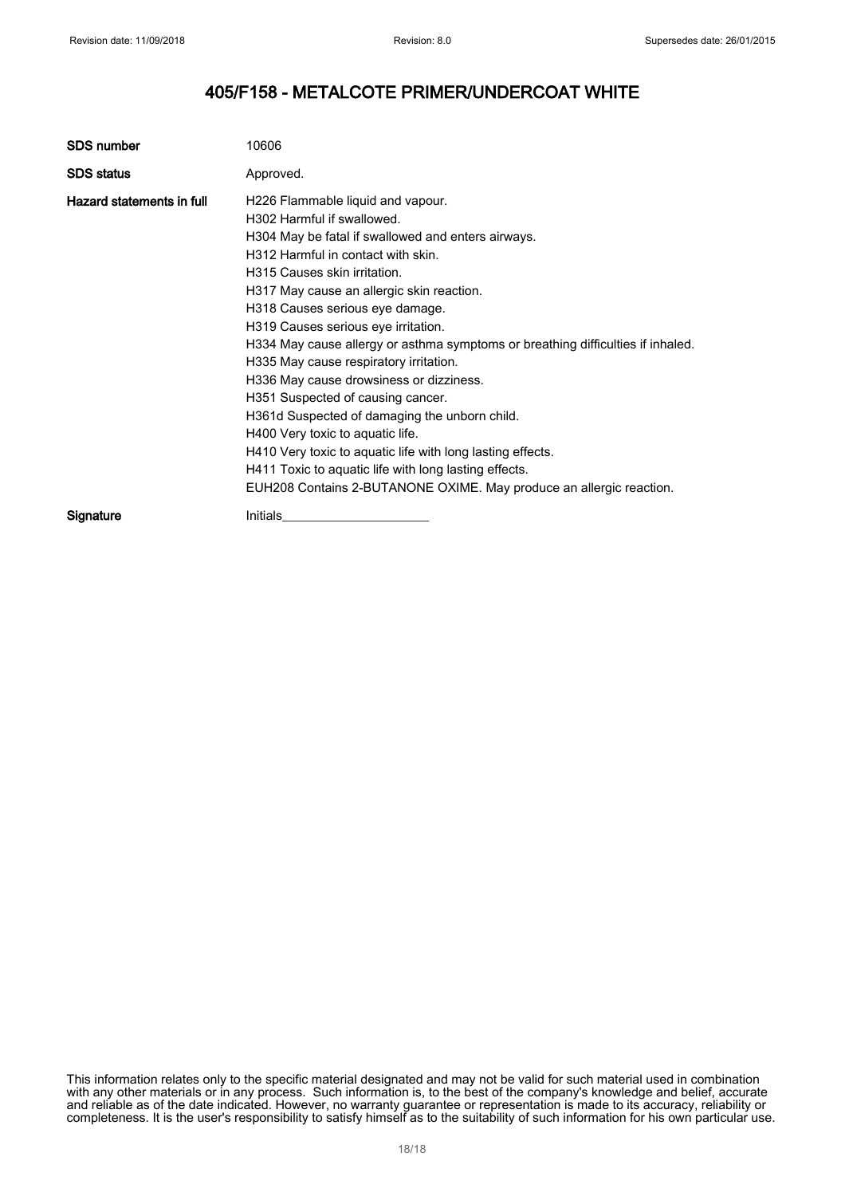# 405/F158 - METALCOTE PRIMER/UNDERCOAT WHITE

**SDS number** 10606

**SDS status** Approved.

**Hazard statements in full**

H226 Flammable liquid and vapour.
H302 Harmful if swallowed.
H304 May be fatal if swallowed and enters airways.
H312 Harmful in contact with skin.
H315 Causes skin irritation.
H317 May cause an allergic skin reaction.
H318 Causes serious eye damage.
H319 Causes serious eye irritation.
H334 May cause allergy or asthma symptoms or breathing difficulties if inhaled.
H335 May cause respiratory irritation.
H336 May cause drowsiness or dizziness.
H351 Suspected of causing cancer.
H361d Suspected of damaging the unborn child.
H400 Very toxic to aquatic life.
H410 Very toxic to aquatic life with long lasting effects.
H411 Toxic to aquatic life with long lasting effects.
EUH208 Contains 2-BUTANONE OXIME. May produce an allergic reaction.

**Signature** Initials____________________

This information relates only to the specific material designated and may not be valid for such material used in combination with any other materials or in any process. Such information is, to the best of the company's knowledge and belief, accurate and reliable as of the date indicated. However, no warranty guarantee or representation is made to its accuracy, reliability or completeness. It is the user's responsibility to satisfy himself as to the suitability of such information for his own particular use.